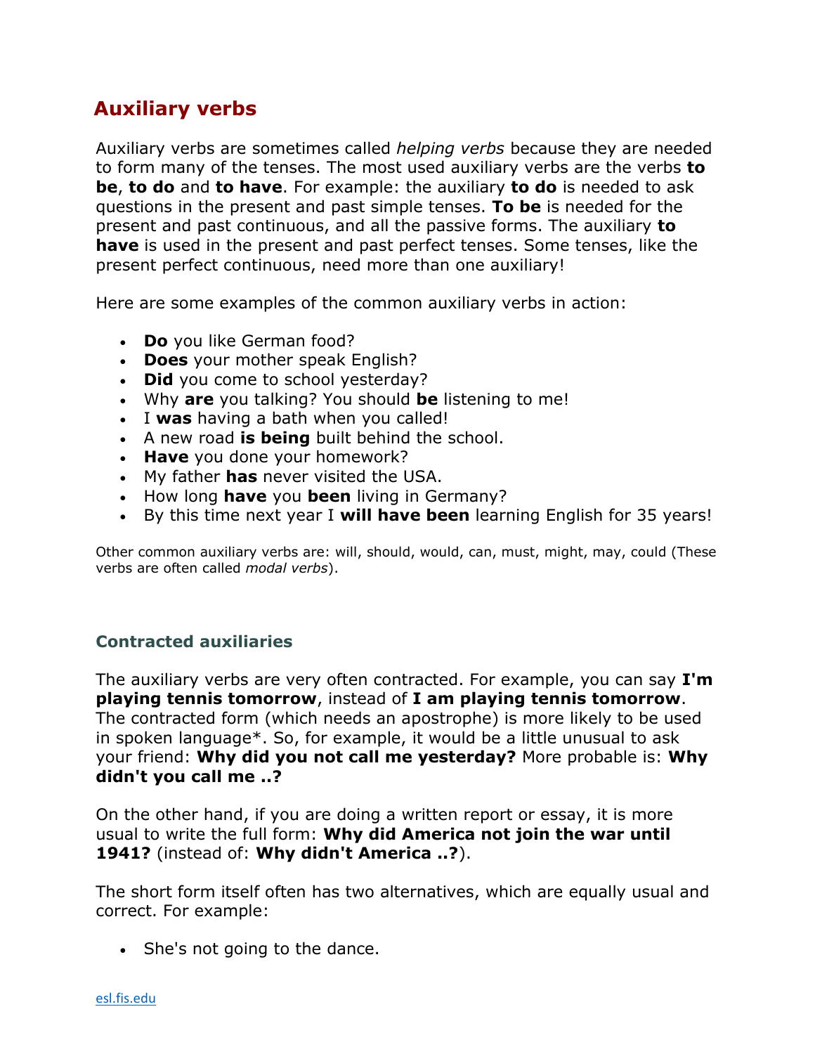# Auxiliary verbs

Auxiliary verbs are sometimes called *helping verbs* because they are needed to form many of the tenses. The most used auxiliary verbs are the verbs **to be**, **to do** and **to have**. For example: the auxiliary **to do** is needed to ask questions in the present and past simple tenses. **To be** is needed for the present and past continuous, and all the passive forms. The auxiliary **to have** is used in the present and past perfect tenses. Some tenses, like the present perfect continuous, need more than one auxiliary!

Here are some examples of the common auxiliary verbs in action:

- **Do** you like German food?
- **Does** your mother speak English?
- **Did** you come to school yesterday?
- Why **are** you talking? You should **be** listening to me!
- I **was** having a bath when you called!
- A new road **is being** built behind the school.
- **Have** you done your homework?
- My father **has** never visited the USA.
- How long **have** you **been** living in Germany?
- By this time next year I **will have been** learning English for 35 years!

Other common auxiliary verbs are: will, should, would, can, must, might, may, could (These verbs are often called *modal verbs*).

## Contracted auxiliaries

The auxiliary verbs are very often contracted. For example, you can say **I'm playing tennis tomorrow**, instead of **I am playing tennis tomorrow**. The contracted form (which needs an apostrophe) is more likely to be used in spoken language*. So, for example, it would be a little unusual to ask your friend: **Why did you not call me yesterday?** More probable is: **Why didn't you call me ..?**

On the other hand, if you are doing a written report or essay, it is more usual to write the full form: **Why did America not join the war until 1941?** (instead of: **Why didn't America ..?**).

The short form itself often has two alternatives, which are equally usual and correct. For example:

- She's not going to the dance.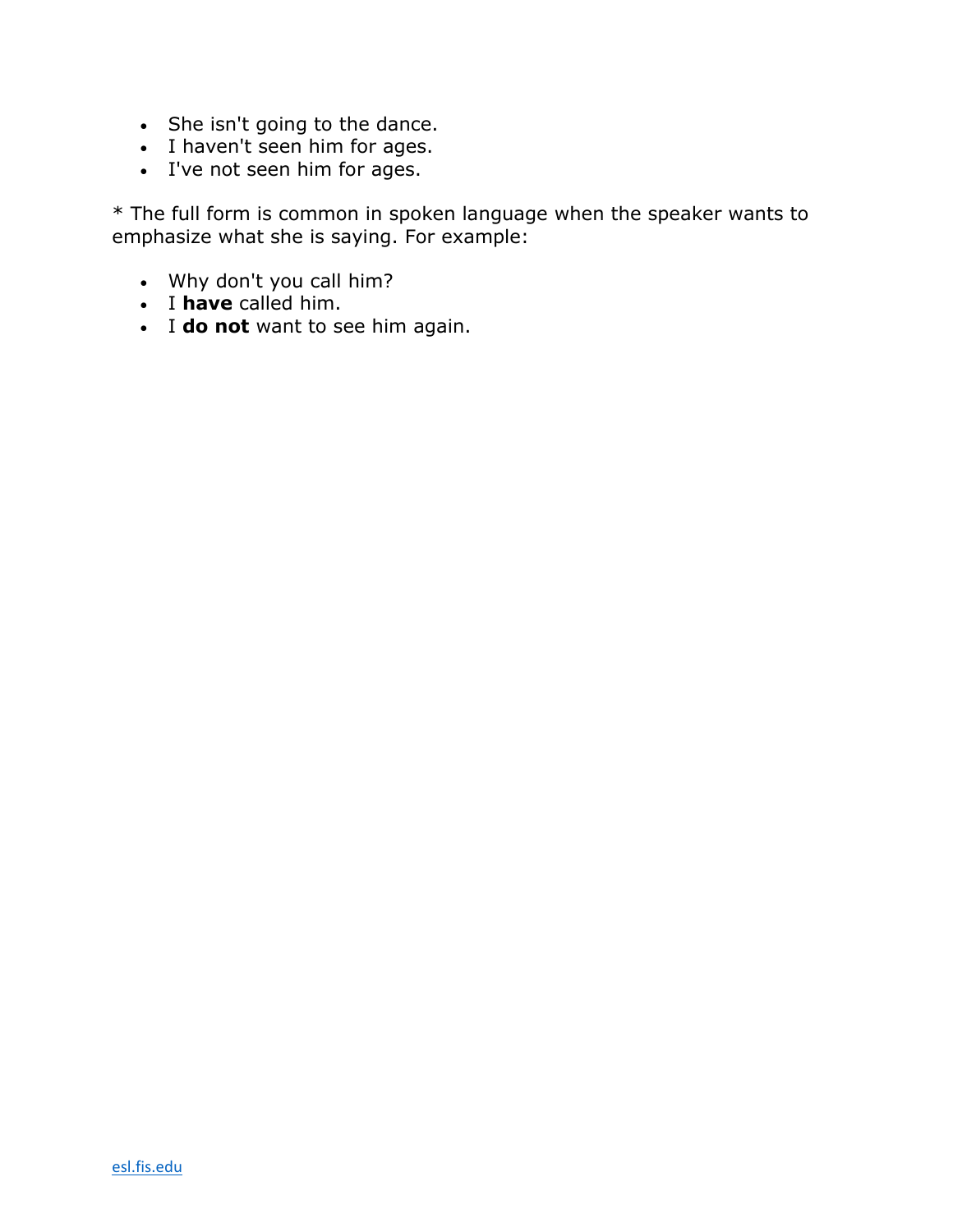- She isn't going to the dance.
- I haven't seen him for ages.
- I've not seen him for ages.

* The full form is common in spoken language when the speaker wants to emphasize what she is saying. For example:

- Why don't you call him?
- I **have** called him.
- I **do not** want to see him again.